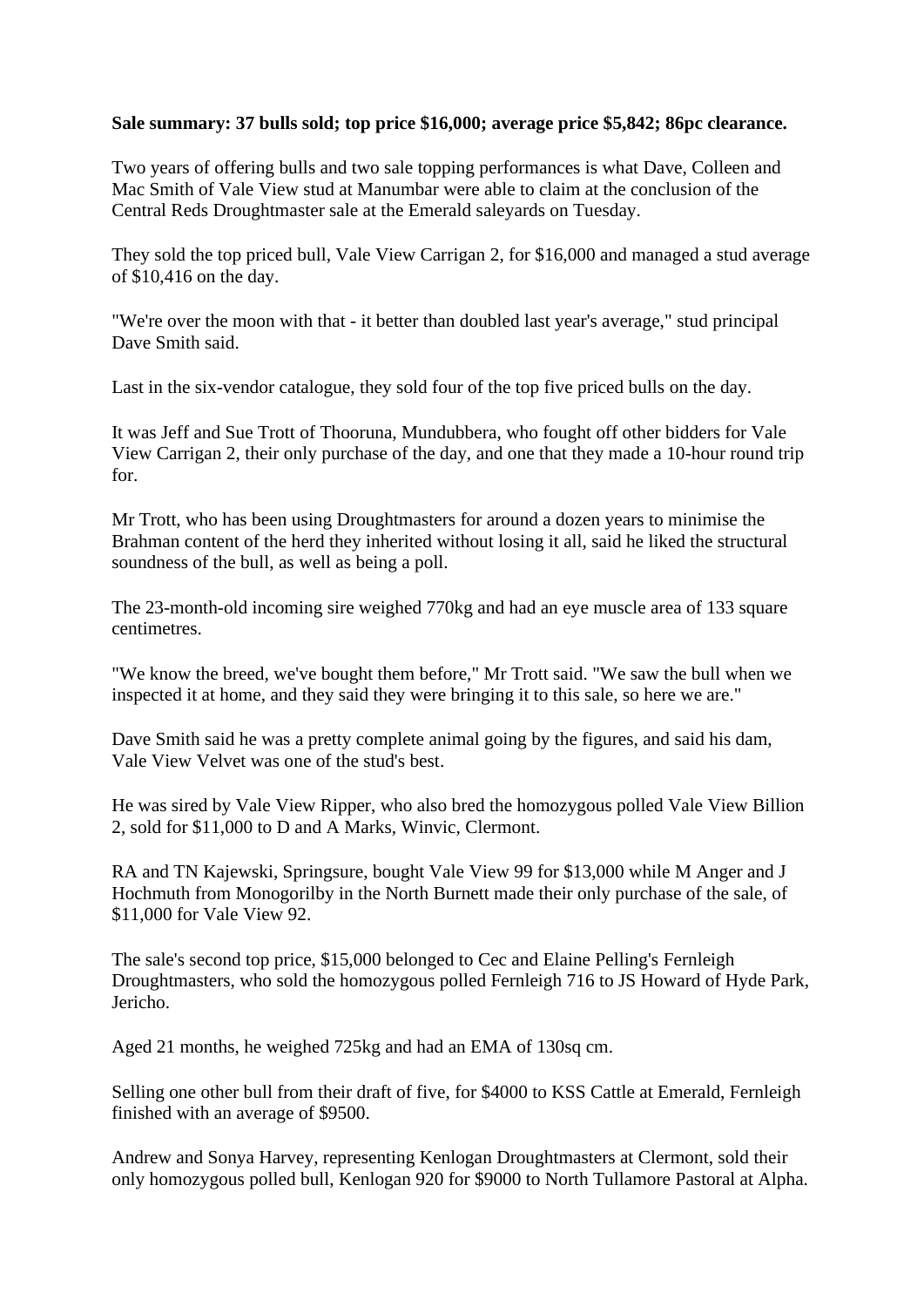**Sale summary: 37 bulls sold; top price $16,000; average price $5,842; 86pc clearance.**

Two years of offering bulls and two sale topping performances is what Dave, Colleen and Mac Smith of Vale View stud at Manumbar were able to claim at the conclusion of the Central Reds Droughtmaster sale at the Emerald saleyards on Tuesday.

They sold the top priced bull, Vale View Carrigan 2, for $16,000 and managed a stud average of $10,416 on the day.

"We're over the moon with that - it better than doubled last year's average," stud principal Dave Smith said.

Last in the six-vendor catalogue, they sold four of the top five priced bulls on the day.

It was Jeff and Sue Trott of Thooruna, Mundubbera, who fought off other bidders for Vale View Carrigan 2, their only purchase of the day, and one that they made a 10-hour round trip for.

Mr Trott, who has been using Droughtmasters for around a dozen years to minimise the Brahman content of the herd they inherited without losing it all, said he liked the structural soundness of the bull, as well as being a poll.

The 23-month-old incoming sire weighed 770kg and had an eye muscle area of 133 square centimetres.

"We know the breed, we've bought them before," Mr Trott said. "We saw the bull when we inspected it at home, and they said they were bringing it to this sale, so here we are."

Dave Smith said he was a pretty complete animal going by the figures, and said his dam, Vale View Velvet was one of the stud's best.

He was sired by Vale View Ripper, who also bred the homozygous polled Vale View Billion 2, sold for $11,000 to D and A Marks, Winvic, Clermont.

RA and TN Kajewski, Springsure, bought Vale View 99 for $13,000 while M Anger and J Hochmuth from Monogorilby in the North Burnett made their only purchase of the sale, of $11,000 for Vale View 92.

The sale's second top price, $15,000 belonged to Cec and Elaine Pelling's Fernleigh Droughtmasters, who sold the homozygous polled Fernleigh 716 to JS Howard of Hyde Park, Jericho.

Aged 21 months, he weighed 725kg and had an EMA of 130sq cm.

Selling one other bull from their draft of five, for $4000 to KSS Cattle at Emerald, Fernleigh finished with an average of $9500.

Andrew and Sonya Harvey, representing Kenlogan Droughtmasters at Clermont, sold their only homozygous polled bull, Kenlogan 920 for $9000 to North Tullamore Pastoral at Alpha.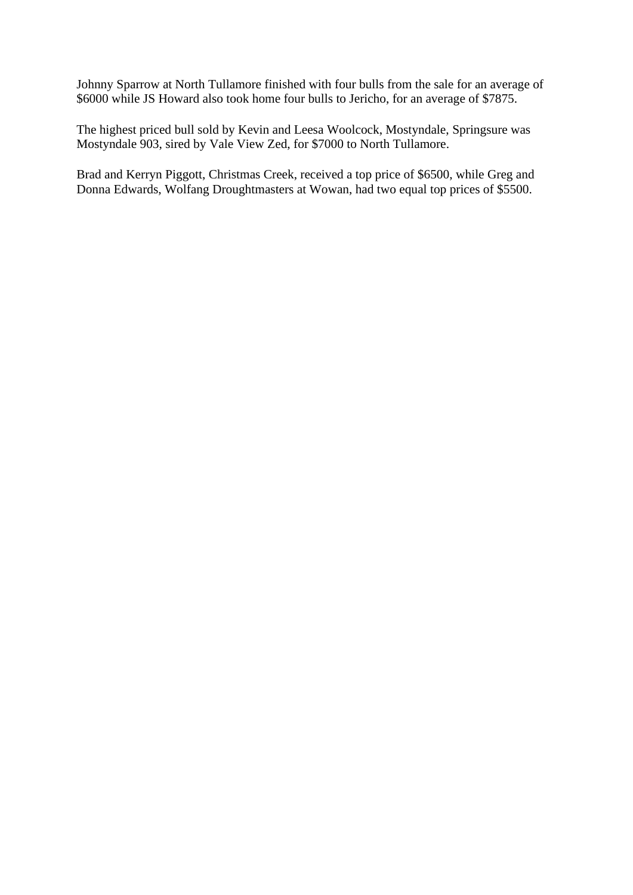Johnny Sparrow at North Tullamore finished with four bulls from the sale for an average of $6000 while JS Howard also took home four bulls to Jericho, for an average of $7875.

The highest priced bull sold by Kevin and Leesa Woolcock, Mostyndale, Springsure was Mostyndale 903, sired by Vale View Zed, for $7000 to North Tullamore.

Brad and Kerryn Piggott, Christmas Creek, received a top price of $6500, while Greg and Donna Edwards, Wolfang Droughtmasters at Wowan, had two equal top prices of $5500.